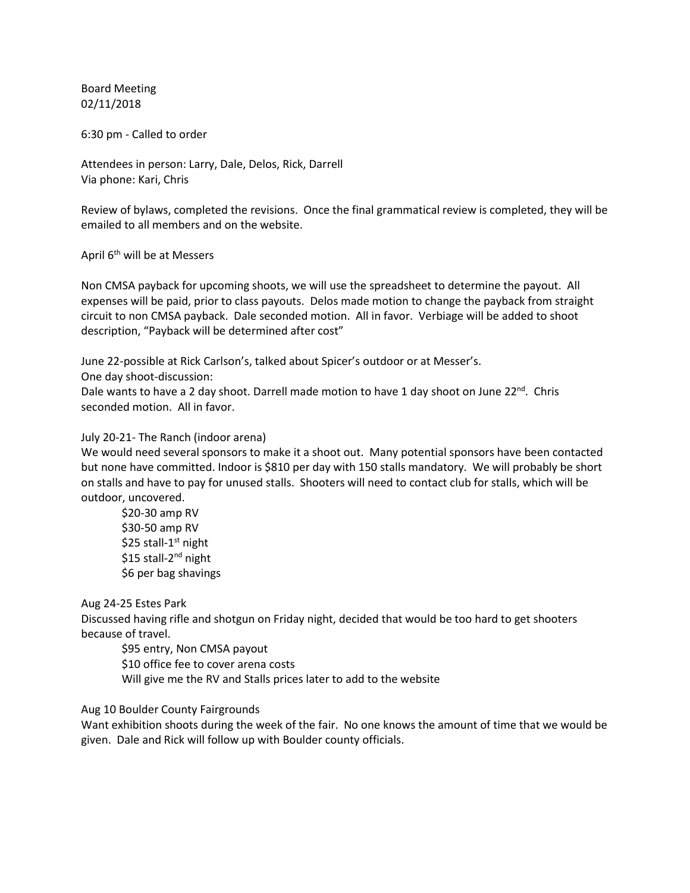Board Meeting
02/11/2018

6:30 pm - Called to order

Attendees in person: Larry, Dale, Delos, Rick, Darrell
Via phone: Kari, Chris

Review of bylaws, completed the revisions. Once the final grammatical review is completed, they will be emailed to all members and on the website.

April 6th will be at Messers

Non CMSA payback for upcoming shoots, we will use the spreadsheet to determine the payout. All expenses will be paid, prior to class payouts. Delos made motion to change the payback from straight circuit to non CMSA payback. Dale seconded motion. All in favor. Verbiage will be added to shoot description, "Payback will be determined after cost"

June 22-possible at Rick Carlson's, talked about Spicer's outdoor or at Messer's.
One day shoot-discussion:
Dale wants to have a 2 day shoot. Darrell made motion to have 1 day shoot on June 22nd. Chris seconded motion. All in favor.

July 20-21- The Ranch (indoor arena)
We would need several sponsors to make it a shoot out. Many potential sponsors have been contacted but none have committed. Indoor is $810 per day with 150 stalls mandatory. We will probably be short on stalls and have to pay for unused stalls. Shooters will need to contact club for stalls, which will be outdoor, uncovered.

> $20-30 amp RV
> $30-50 amp RV
> $25 stall-1st night
> $15 stall-2nd night
> $6 per bag shavings

Aug 24-25 Estes Park
Discussed having rifle and shotgun on Friday night, decided that would be too hard to get shooters because of travel.

> $95 entry, Non CMSA payout
> $10 office fee to cover arena costs
> Will give me the RV and Stalls prices later to add to the website

Aug 10 Boulder County Fairgrounds
Want exhibition shoots during the week of the fair. No one knows the amount of time that we would be given. Dale and Rick will follow up with Boulder county officials.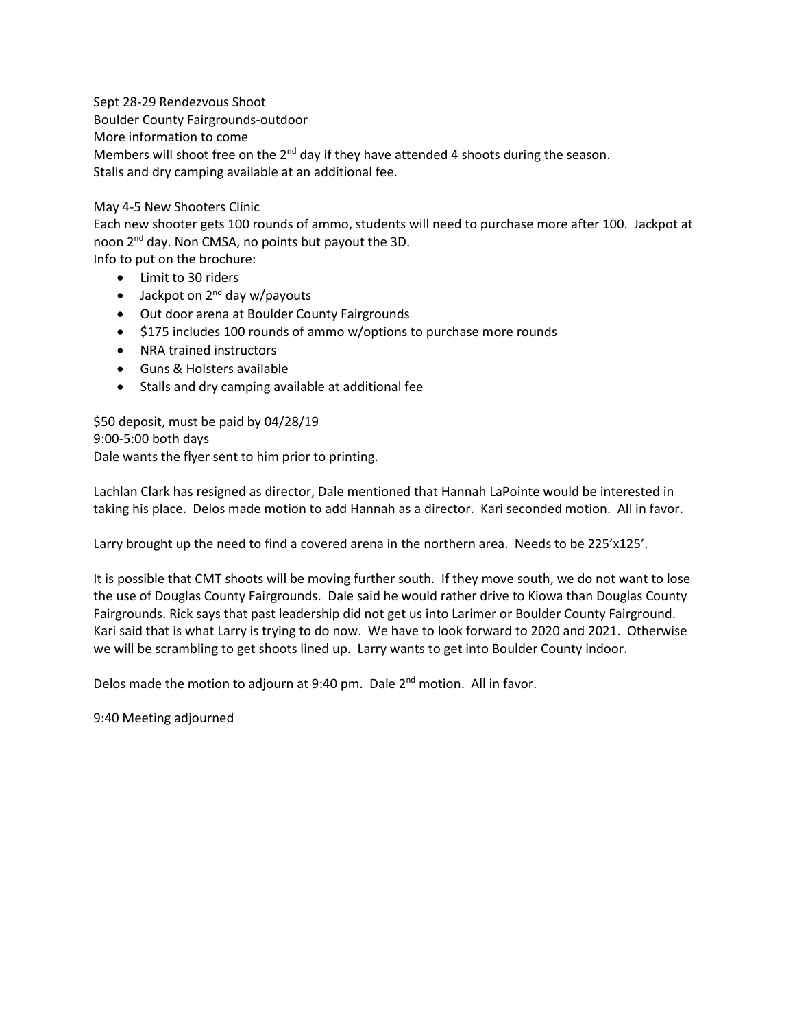Sept 28-29 Rendezvous Shoot
Boulder County Fairgrounds-outdoor
More information to come
Members will shoot free on the 2nd day if they have attended 4 shoots during the season.
Stalls and dry camping available at an additional fee.

May 4-5 New Shooters Clinic
Each new shooter gets 100 rounds of ammo, students will need to purchase more after 100. Jackpot at noon 2nd day. Non CMSA, no points but payout the 3D.
Info to put on the brochure:

- Limit to 30 riders
- Jackpot on 2nd day w/payouts
- Out door arena at Boulder County Fairgrounds
- $175 includes 100 rounds of ammo w/options to purchase more rounds
- NRA trained instructors
- Guns & Holsters available
- Stalls and dry camping available at additional fee

$50 deposit, must be paid by 04/28/19
9:00-5:00 both days
Dale wants the flyer sent to him prior to printing.

Lachlan Clark has resigned as director, Dale mentioned that Hannah LaPointe would be interested in taking his place. Delos made motion to add Hannah as a director. Kari seconded motion. All in favor.

Larry brought up the need to find a covered arena in the northern area. Needs to be 225'x125'.

It is possible that CMT shoots will be moving further south. If they move south, we do not want to lose the use of Douglas County Fairgrounds. Dale said he would rather drive to Kiowa than Douglas County Fairgrounds. Rick says that past leadership did not get us into Larimer or Boulder County Fairground. Kari said that is what Larry is trying to do now. We have to look forward to 2020 and 2021. Otherwise we will be scrambling to get shoots lined up. Larry wants to get into Boulder County indoor.

Delos made the motion to adjourn at 9:40 pm. Dale 2nd motion. All in favor.

9:40 Meeting adjourned